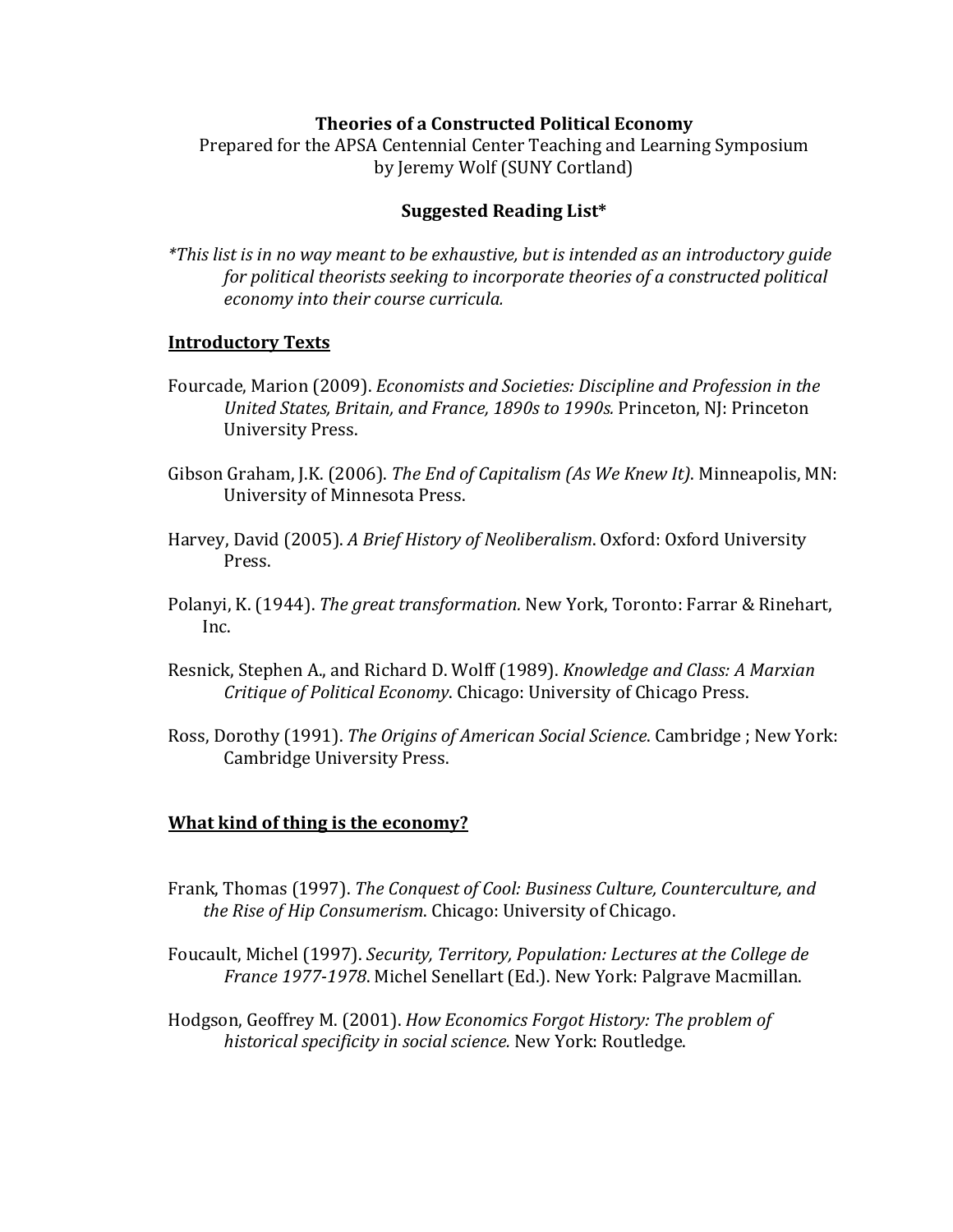**Theories of a Constructed Political Economy**

Prepared for the APSA Centennial Center Teaching and Learning Symposium
by Jeremy Wolf (SUNY Cortland)

**Suggested Reading List***

*\*This list is in no way meant to be exhaustive, but is intended as an introductory guide for political theorists seeking to incorporate theories of a constructed political economy into their course curricula.*

## Introductory Texts

Fourcade, Marion (2009). *Economists and Societies: Discipline and Profession in the United States, Britain, and France, 1890s to 1990s.* Princeton, NJ: Princeton University Press.

Gibson Graham, J.K. (2006). *The End of Capitalism (As We Knew It)*. Minneapolis, MN: University of Minnesota Press.

Harvey, David (2005). *A Brief History of Neoliberalism*. Oxford: Oxford University Press.

Polanyi, K. (1944). *The great transformation.* New York, Toronto: Farrar & Rinehart, Inc.

Resnick, Stephen A., and Richard D. Wolff (1989). *Knowledge and Class: A Marxian Critique of Political Economy*. Chicago: University of Chicago Press.

Ross, Dorothy (1991). *The Origins of American Social Science*. Cambridge ; New York: Cambridge University Press.

## What kind of thing is the economy?

Frank, Thomas (1997). *The Conquest of Cool: Business Culture, Counterculture, and the Rise of Hip Consumerism*. Chicago: University of Chicago.

Foucault, Michel (1997). *Security, Territory, Population: Lectures at the College de France 1977-1978*. Michel Senellart (Ed.). New York: Palgrave Macmillan.

Hodgson, Geoffrey M. (2001). *How Economics Forgot History: The problem of historical specificity in social science.* New York: Routledge.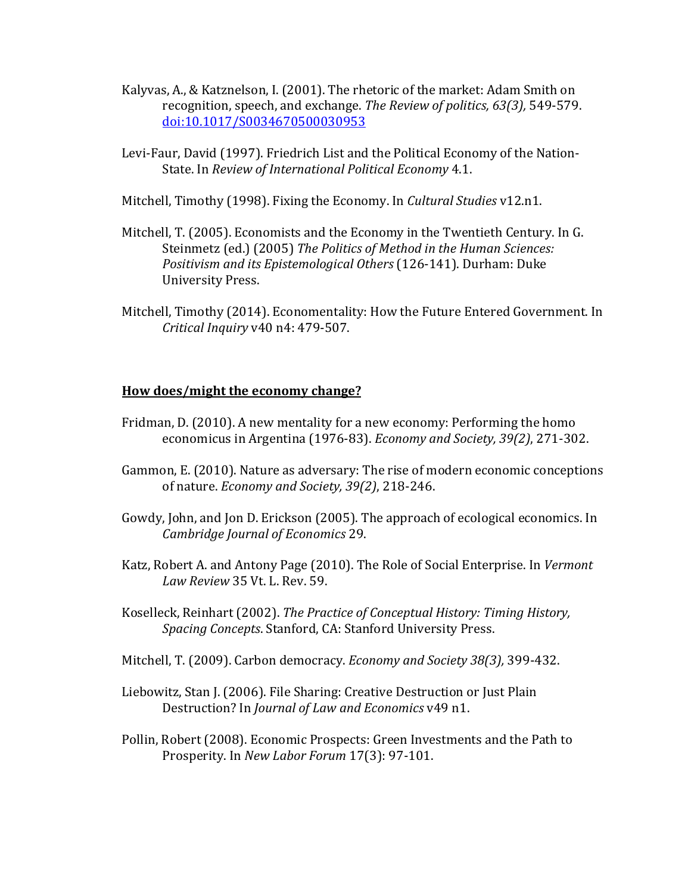Kalyvas, A., & Katznelson, I. (2001). The rhetoric of the market: Adam Smith on recognition, speech, and exchange. *The Review of politics, 63(3),* 549-579. [doi:10.1017/S0034670500030953](doi:10.1017/S0034670500030953)

Levi-Faur, David (1997). Friedrich List and the Political Economy of the Nation-State. In *Review of International Political Economy* 4.1.

Mitchell, Timothy (1998). Fixing the Economy. In *Cultural Studies* v12.n1.

Mitchell, T. (2005). Economists and the Economy in the Twentieth Century. In G. Steinmetz (ed.) (2005) *The Politics of Method in the Human Sciences: Positivism and its Epistemological Others* (126-141). Durham: Duke University Press.

Mitchell, Timothy (2014). Economentality: How the Future Entered Government. In *Critical Inquiry* v40 n4: 479-507.

**How does/might the economy change?**

Fridman, D. (2010). A new mentality for a new economy: Performing the homo economicus in Argentina (1976-83). *Economy and Society, 39(2)*, 271-302.

Gammon, E. (2010). Nature as adversary: The rise of modern economic conceptions of nature. *Economy and Society, 39(2)*, 218-246.

Gowdy, John, and Jon D. Erickson (2005). The approach of ecological economics. In *Cambridge Journal of Economics* 29.

Katz, Robert A. and Antony Page (2010). The Role of Social Enterprise. In *Vermont Law Review* 35 Vt. L. Rev. 59.

Koselleck, Reinhart (2002). *The Practice of Conceptual History: Timing History, Spacing Concepts*. Stanford, CA: Stanford University Press.

Mitchell, T. (2009). Carbon democracy. *Economy and Society 38(3),* 399-432.

Liebowitz, Stan J. (2006). File Sharing: Creative Destruction or Just Plain Destruction? In *Journal of Law and Economics* v49 n1.

Pollin, Robert (2008). Economic Prospects: Green Investments and the Path to Prosperity. In *New Labor Forum* 17(3): 97-101.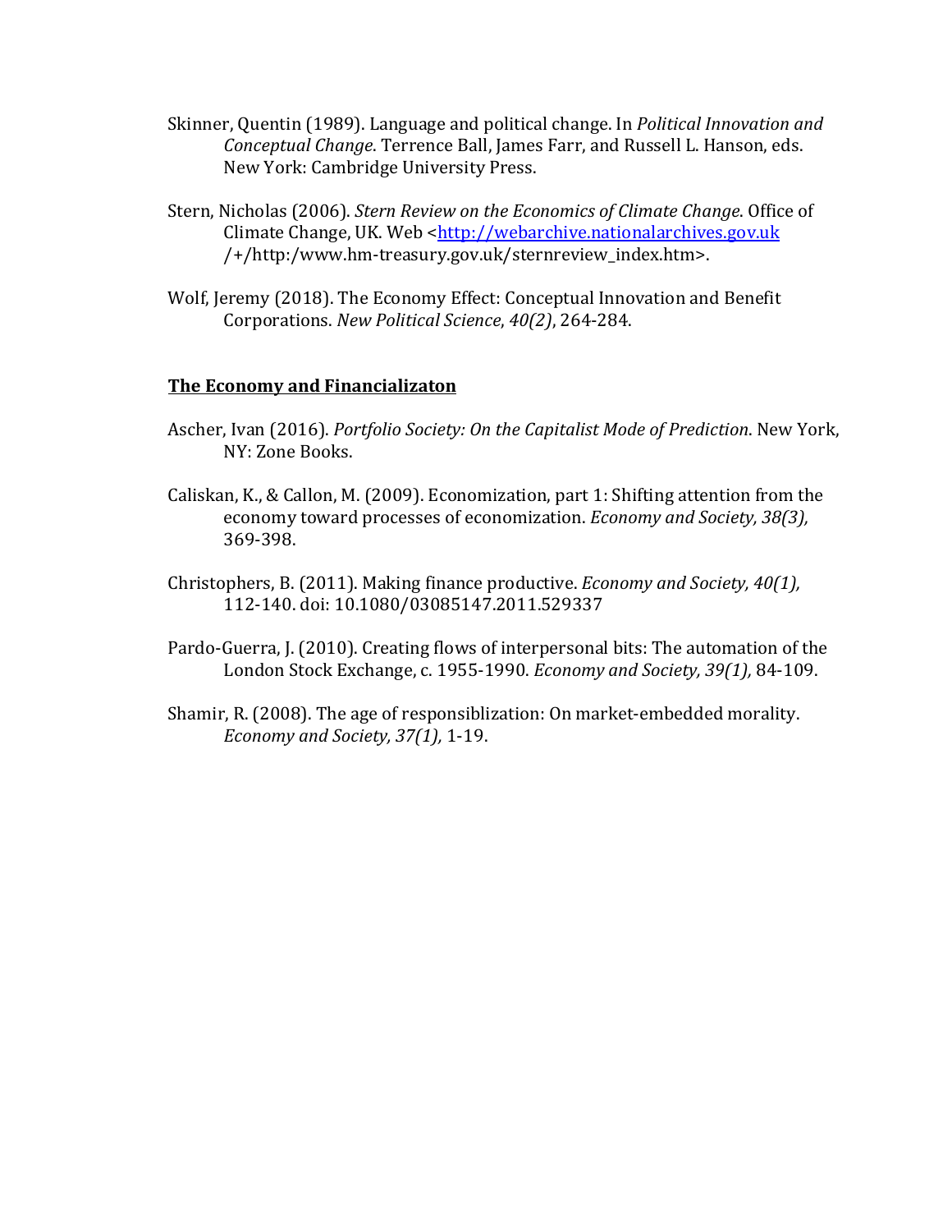Skinner, Quentin (1989). Language and political change. In *Political Innovation and Conceptual Change*. Terrence Ball, James Farr, and Russell L. Hanson, eds. New York: Cambridge University Press.

Stern, Nicholas (2006). *Stern Review on the Economics of Climate Change*. Office of Climate Change, UK. Web <http://webarchive.nationalarchives.gov.uk/+/http:/www.hm-treasury.gov.uk/sternreview_index.htm>.

Wolf, Jeremy (2018). The Economy Effect: Conceptual Innovation and Benefit Corporations. *New Political Science*, *40(2)*, 264-284.

**The Economy and Financializaton**

Ascher, Ivan (2016). *Portfolio Society: On the Capitalist Mode of Prediction*. New York, NY: Zone Books.

Caliskan, K., & Callon, M. (2009). Economization, part 1: Shifting attention from the economy toward processes of economization. *Economy and Society, 38(3),* 369-398.

Christophers, B. (2011). Making finance productive. *Economy and Society, 40(1),* 112-140. doi: 10.1080/03085147.2011.529337

Pardo-Guerra, J. (2010). Creating flows of interpersonal bits: The automation of the London Stock Exchange, c. 1955-1990. *Economy and Society, 39(1),* 84-109.

Shamir, R. (2008). The age of responsiblization: On market-embedded morality. *Economy and Society, 37(1),* 1-19.